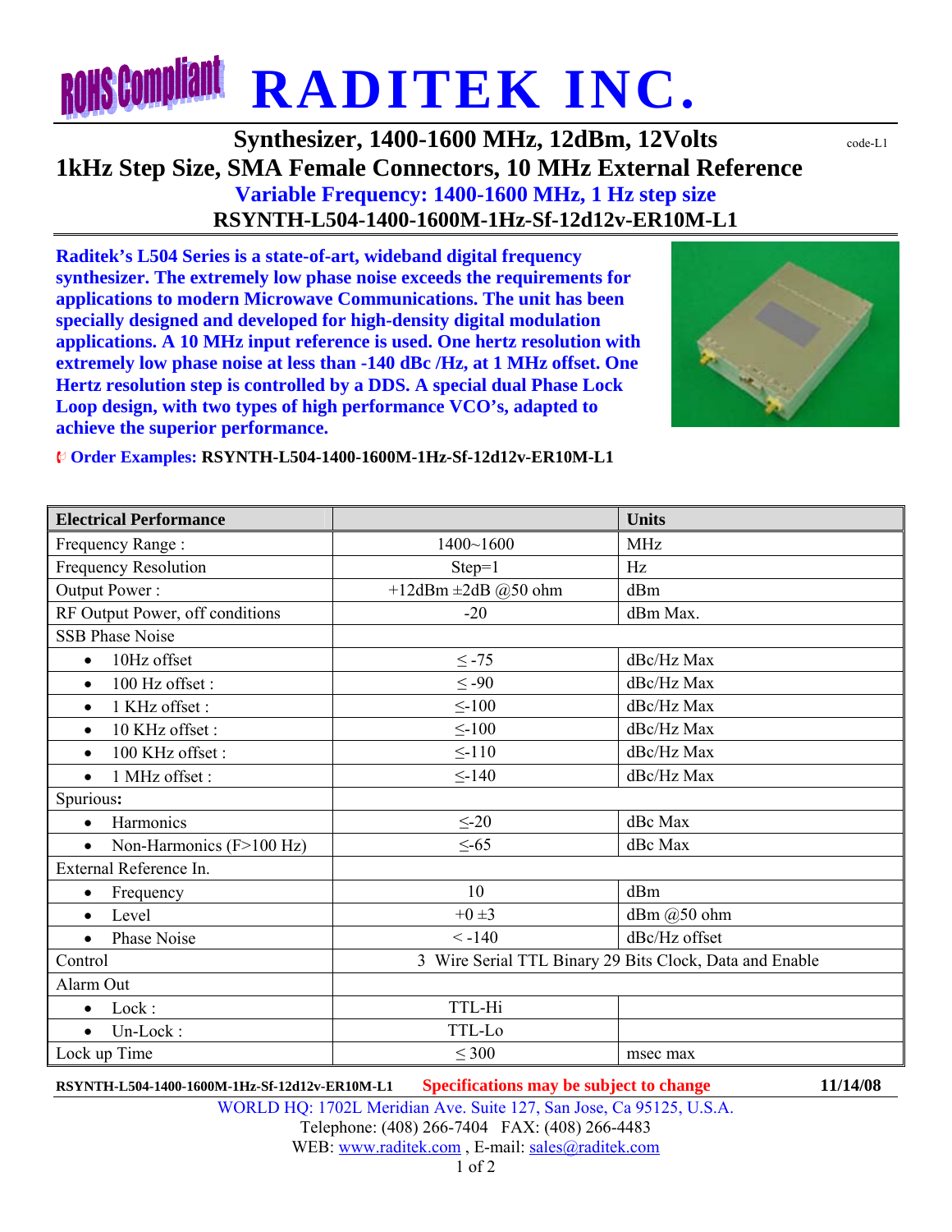# RADITEK INC.

## Synthesizer, 1400-1600 MHz, 12dBm, 12Volts

code-L1

## 1kHz Step Size, SMA Female Connectors, 10 MHz External Reference

### Variable Frequency: 1400-1600 MHz, 1 Hz step size

### RSYNTH-L504-1400-1600M-1Hz-Sf-12d12v-ER10M-L1

**Raditek's L504 Series is a state-of-art, wideband digital frequency synthesizer. The extremely low phase noise exceeds the requirements for applications to modern Microwave Communications. The unit has been specially designed and developed for high-density digital modulation applications. A 10 MHz input reference is used. One hertz resolution with extremely low phase noise at less than -140 dBc /Hz, at 1 MHz offset. One Hertz resolution step is controlled by a DDS. A special dual Phase Lock Loop design, with two types of high performance VCO's, adapted to achieve the superior performance.**

**Order Examples: RSYNTH-L504-1400-1600M-1Hz-Sf-12d12v-ER10M-L1**

| Electrical Performance | | Units |
|---|---|---|
| Frequency Range : | 1400~1600 | MHz |
| Frequency Resolution | Step=1 | Hz |
| Output Power : | +12dBm ±2dB @50 ohm | dBm |
| RF Output Power, off conditions | -20 | dBm Max. |
| SSB Phase Noise | | |
| • 10Hz offset | ≤ -75 | dBc/Hz Max |
| • 100 Hz offset : | ≤ -90 | dBc/Hz Max |
| • 1 KHz offset : | ≤-100 | dBc/Hz Max |
| • 10 KHz offset : | ≤-100 | dBc/Hz Max |
| • 100 KHz offset : | ≤-110 | dBc/Hz Max |
| • 1 MHz offset : | ≤-140 | dBc/Hz Max |
| Spurious**:** | | |
| • Harmonics | ≤-20 | dBc Max |
| • Non-Harmonics (F>100 Hz) | ≤-65 | dBc Max |
| External Reference In. | | |
| • Frequency | 10 | dBm |
| • Level | +0 ±3 | dBm @50 ohm |
| • Phase Noise | < -140 | dBc/Hz offset |
| Control | 3 Wire Serial TTL Binary 29 Bits Clock, Data and Enable | |
| Alarm Out | | |
| • Lock : | TTL-Hi | |
| • Un-Lock : | TTL-Lo | |
| Lock up Time | ≤ 300 | msec max |

**RSYNTH-L504-1400-1600M-1Hz-Sf-12d12v-ER10M-L1** **Specifications may be subject to change** **11/14/08**

WORLD HQ: 1702L Meridian Ave. Suite 127, San Jose, Ca 95125, U.S.A.
Telephone: (408) 266-7404 FAX: (408) 266-4483
WEB: www.raditek.com , E-mail: sales@raditek.com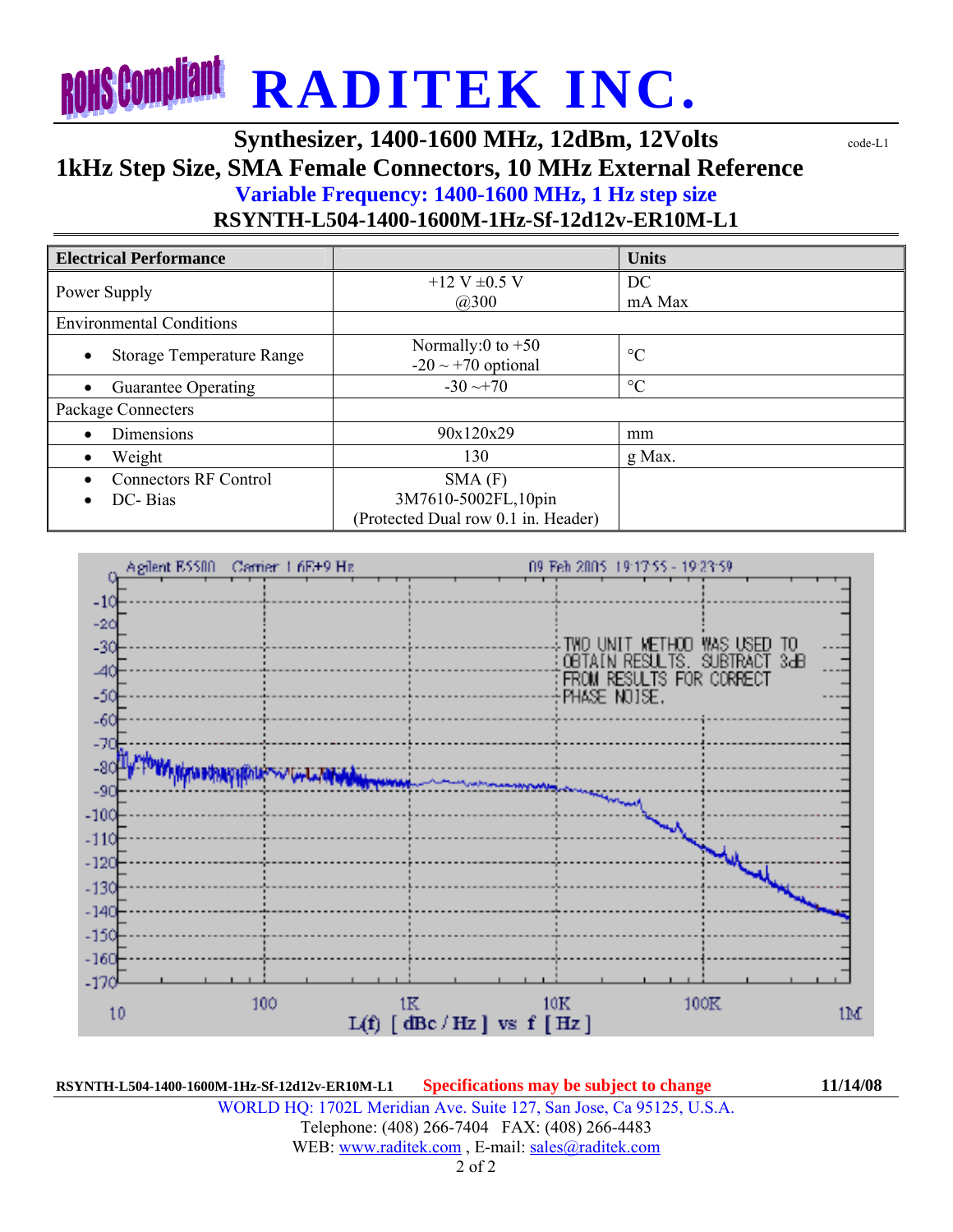# RADITEK INC.

ROHS Compliant

## Synthesizer, 1400-1600 MHz, 12dBm, 12Volts

code-L1

## 1kHz Step Size, SMA Female Connectors, 10 MHz External Reference

**Variable Frequency: 1400-1600 MHz, 1 Hz step size**

**RSYNTH-L504-1400-1600M-1Hz-Sf-12d12v-ER10M-L1**

| Electrical Performance | | Units |
|---|---|---|
| Power Supply | +12 V ±0.5 V<br>@300 | DC<br>mA Max |
| Environmental Conditions | | |
| • Storage Temperature Range | Normally:0 to +50<br>-20 ~ +70 optional | °C |
| • Guarantee Operating | -30 ~+70 | °C |
| Package Connecters | | |
| • Dimensions | 90x120x29 | mm |
| • Weight | 130 | g Max. |
| • Connectors RF Control<br>• DC- Bias | SMA (F)<br>3M7610-5002FL,10pin<br>(Protected Dual row 0.1 in. Header) | |

Agilent E5500 Carrier 1.6E+9 Hz

09 Feb 2005 19:17:55 - 19:23:59

TWO UNIT METHOD WAS USED TO OBTAIN RESULTS. SUBTRACT 3dB FROM RESULTS FOR CORRECT PHASE NOISE.

0, -10, -20, -30, -40, -50, -60, -70, -80, -90, -100, -110, -120, -130, -140, -150, -160, -170

10, 100, 1K, 10K, 100K, 1M

L(f) [ dBc / Hz ] vs f [ Hz ]

RSYNTH-L504-1400-1600M-1Hz-Sf-12d12v-ER10M-L1 **Specifications may be subject to change** **11/14/08**

WORLD HQ: 1702L Meridian Ave. Suite 127, San Jose, Ca 95125, U.S.A.
Telephone: (408) 266-7404 FAX: (408) 266-4483
WEB: www.raditek.com , E-mail: sales@raditek.com